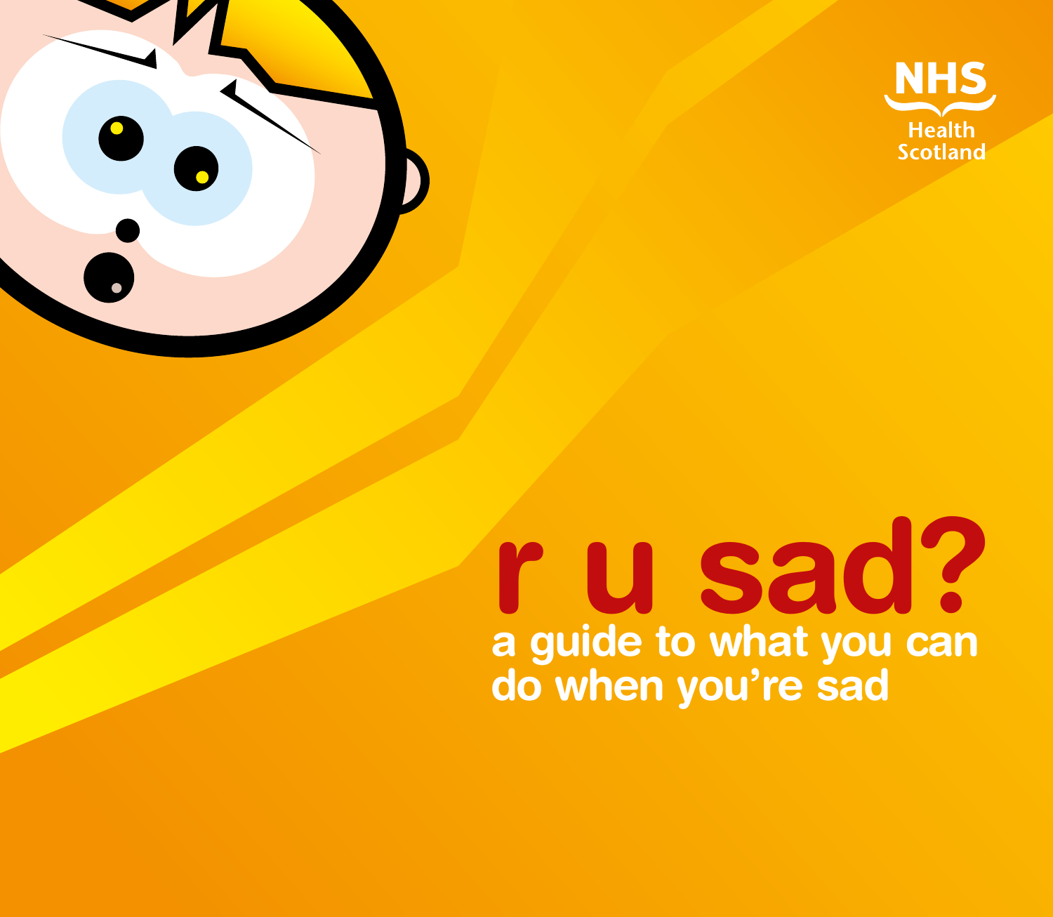NHS Health Scotland

# r u sad?

## a guide to what you can do when you're sad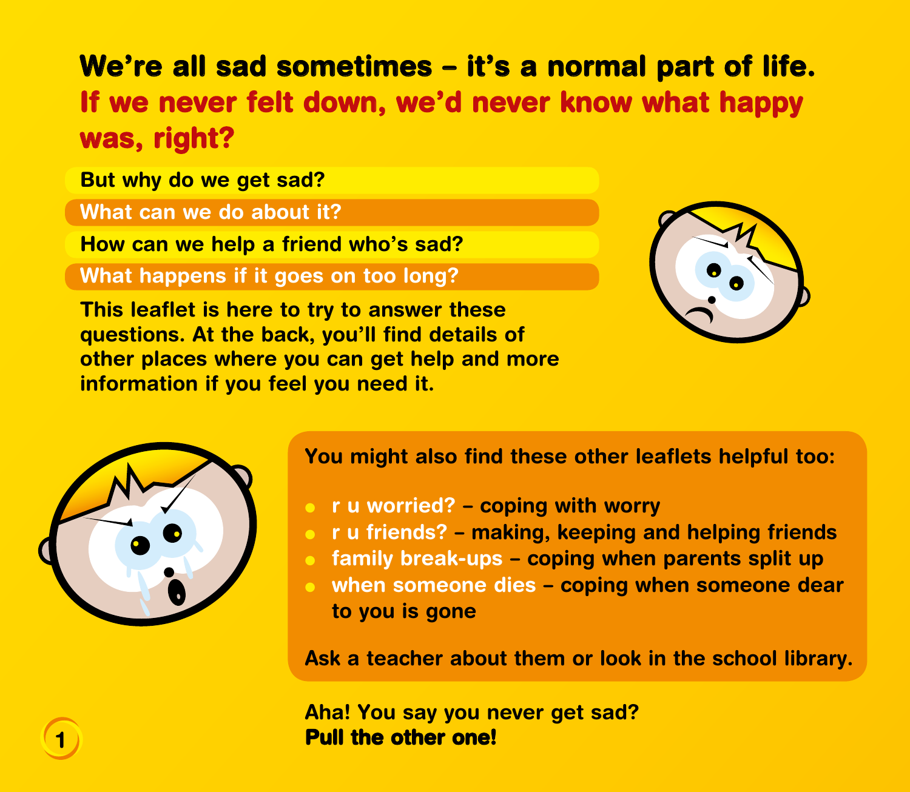# We're all sad sometimes – it's a normal part of life.

## If we never felt down, we'd never know what happy was, right?

- But why do we get sad?
- What can we do about it?
- How can we help a friend who's sad?
- What happens if it goes on too long?

This leaflet is here to try to answer these questions. At the back, you'll find details of other places where you can get help and more information if you feel you need it.

You might also find these other leaflets helpful too:

- **r u worried?** – coping with worry
- **r u friends?** – making, keeping and helping friends
- **family break-ups** – coping when parents split up
- **when someone dies** – coping when someone dear to you is gone

Ask a teacher about them or look in the school library.

Aha! You say you never get sad?
**Pull the other one!**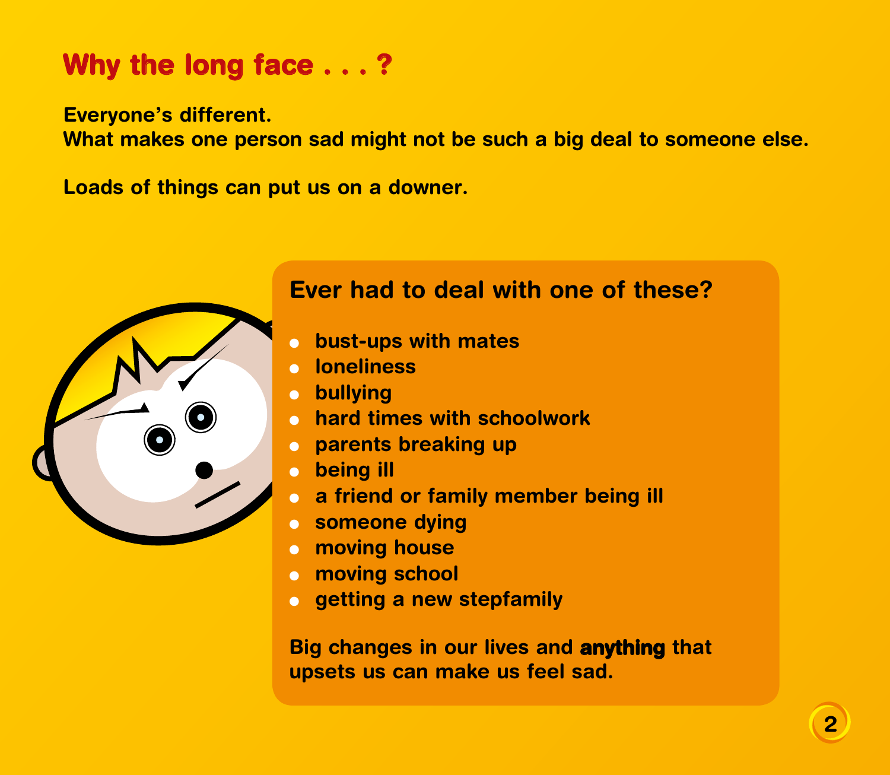# Why the long face . . . ?

**Everyone's different.**
**What makes one person sad might not be such a big deal to someone else.**

**Loads of things can put us on a downer.**

## Ever had to deal with one of these?

- bust-ups with mates
- loneliness
- bullying
- hard times with schoolwork
- parents breaking up
- being ill
- a friend or family member being ill
- someone dying
- moving house
- moving school
- getting a new stepfamily

Big changes in our lives and **anything** that upsets us can make us feel sad.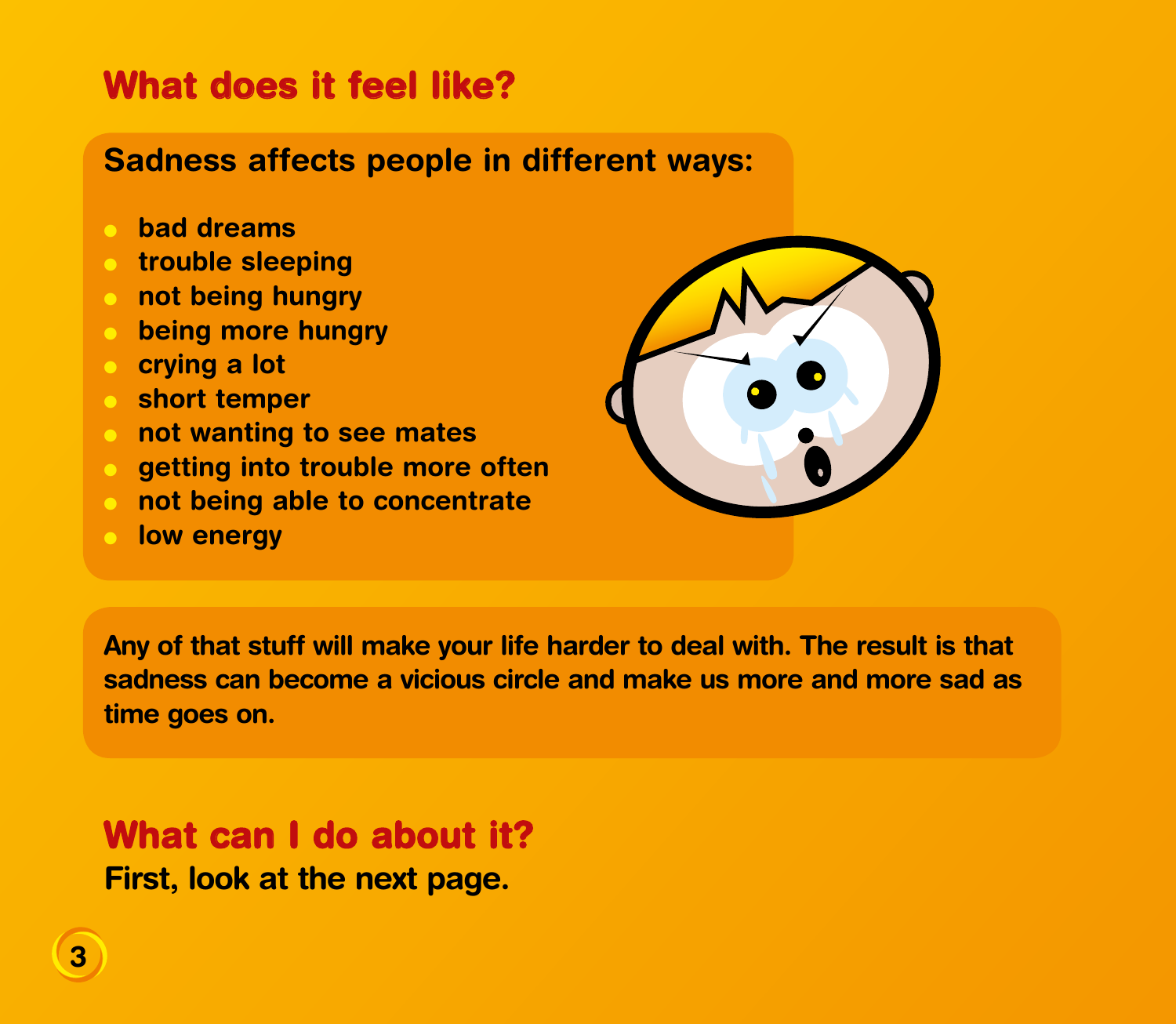## What does it feel like?

**Sadness affects people in different ways:**

- bad dreams
- trouble sleeping
- not being hungry
- being more hungry
- crying a lot
- short temper
- not wanting to see mates
- getting into trouble more often
- not being able to concentrate
- low energy

Any of that stuff will make your life harder to deal with. The result is that sadness can become a vicious circle and make us more and more sad as time goes on.

## What can I do about it?

First, look at the next page.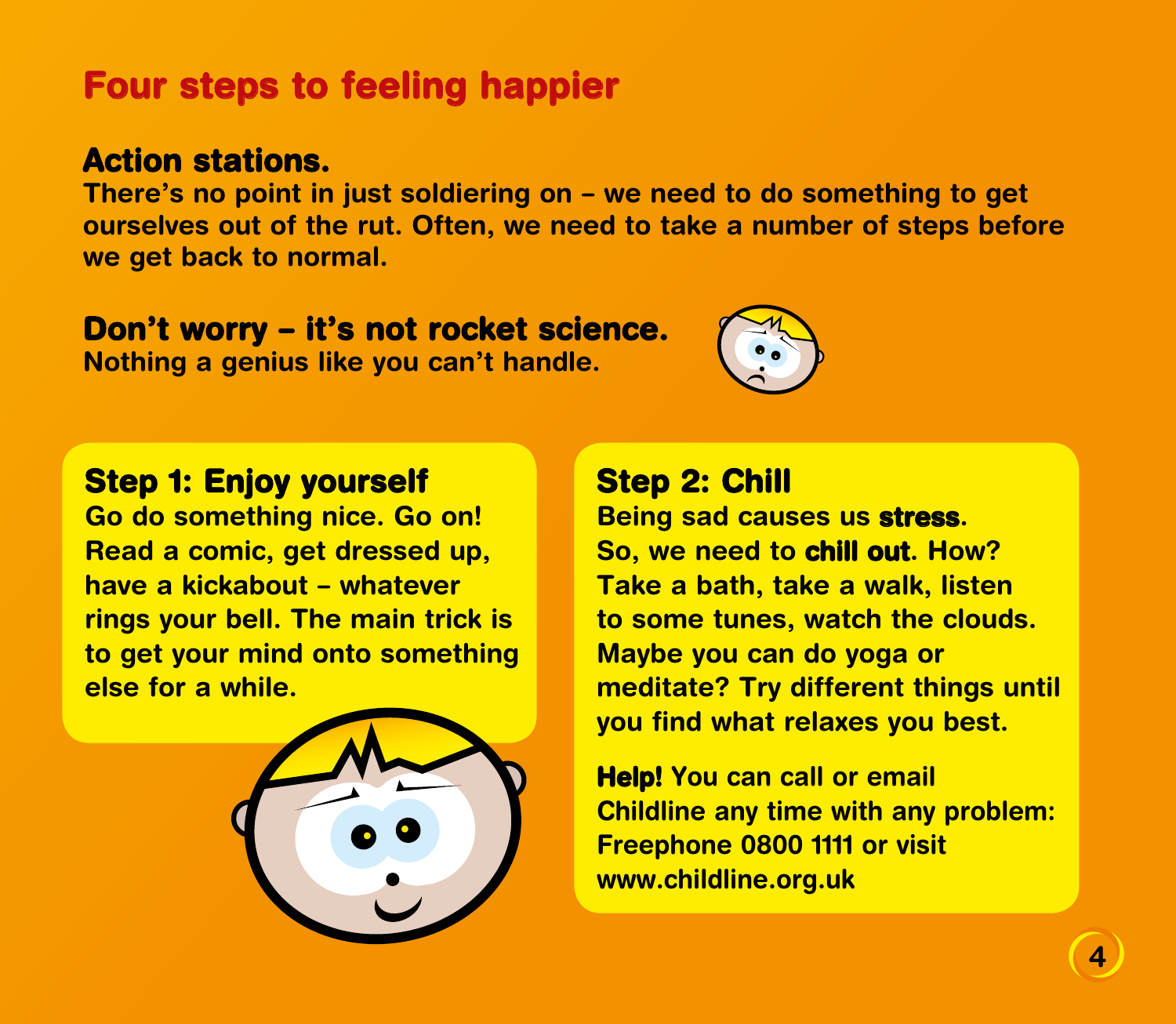# Four steps to feeling happier

**Action stations.**
There's no point in just soldiering on – we need to do something to get ourselves out of the rut. Often, we need to take a number of steps before we get back to normal.

**Don't worry – it's not rocket science.**
Nothing a genius like you can't handle.

## Step 1: Enjoy yourself

Go do something nice. Go on! Read a comic, get dressed up, have a kickabout – whatever rings your bell. The main trick is to get your mind onto something else for a while.

## Step 2: Chill

Being sad causes us **stress**. So, we need to **chill out**. How? Take a bath, take a walk, listen to some tunes, watch the clouds. Maybe you can do yoga or meditate? Try different things until you find what relaxes you best.

**Help!** You can call or email Childline any time with any problem: Freephone 0800 1111 or visit www.childline.org.uk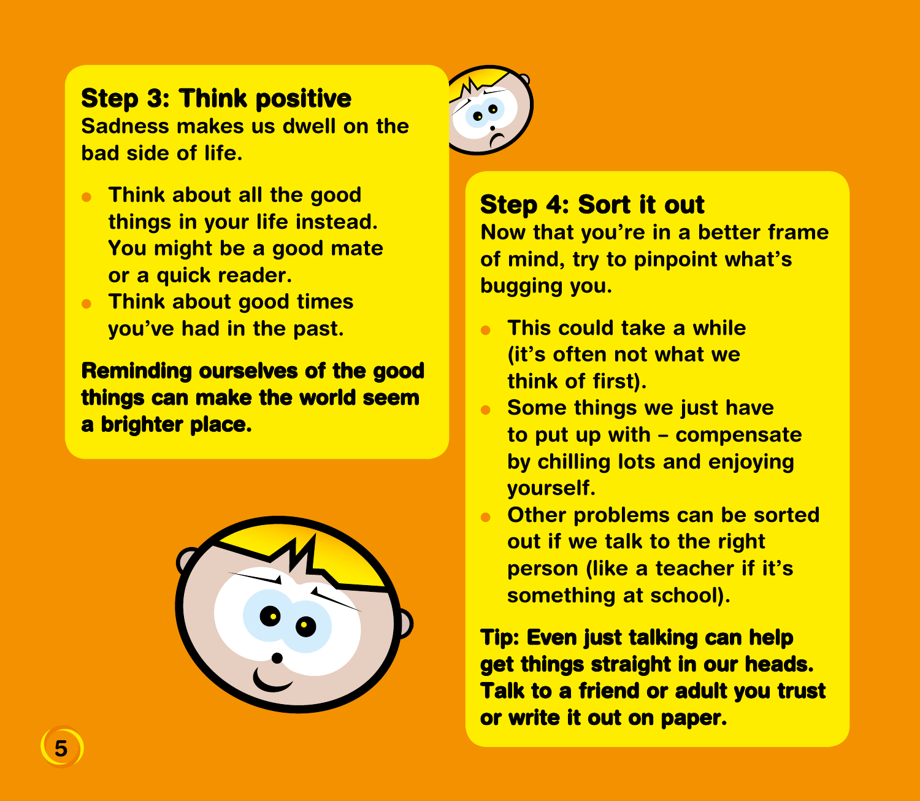## Step 3: Think positive

Sadness makes us dwell on the bad side of life.

- Think about all the good things in your life instead. You might be a good mate or a quick reader.
- Think about good times you've had in the past.

**Reminding ourselves of the good things can make the world seem a brighter place.**

## Step 4: Sort it out

Now that you're in a better frame of mind, try to pinpoint what's bugging you.

- This could take a while (it's often not what we think of first).
- Some things we just have to put up with – compensate by chilling lots and enjoying yourself.
- Other problems can be sorted out if we talk to the right person (like a teacher if it's something at school).

**Tip: Even just talking can help get things straight in our heads. Talk to a friend or adult you trust or write it out on paper.**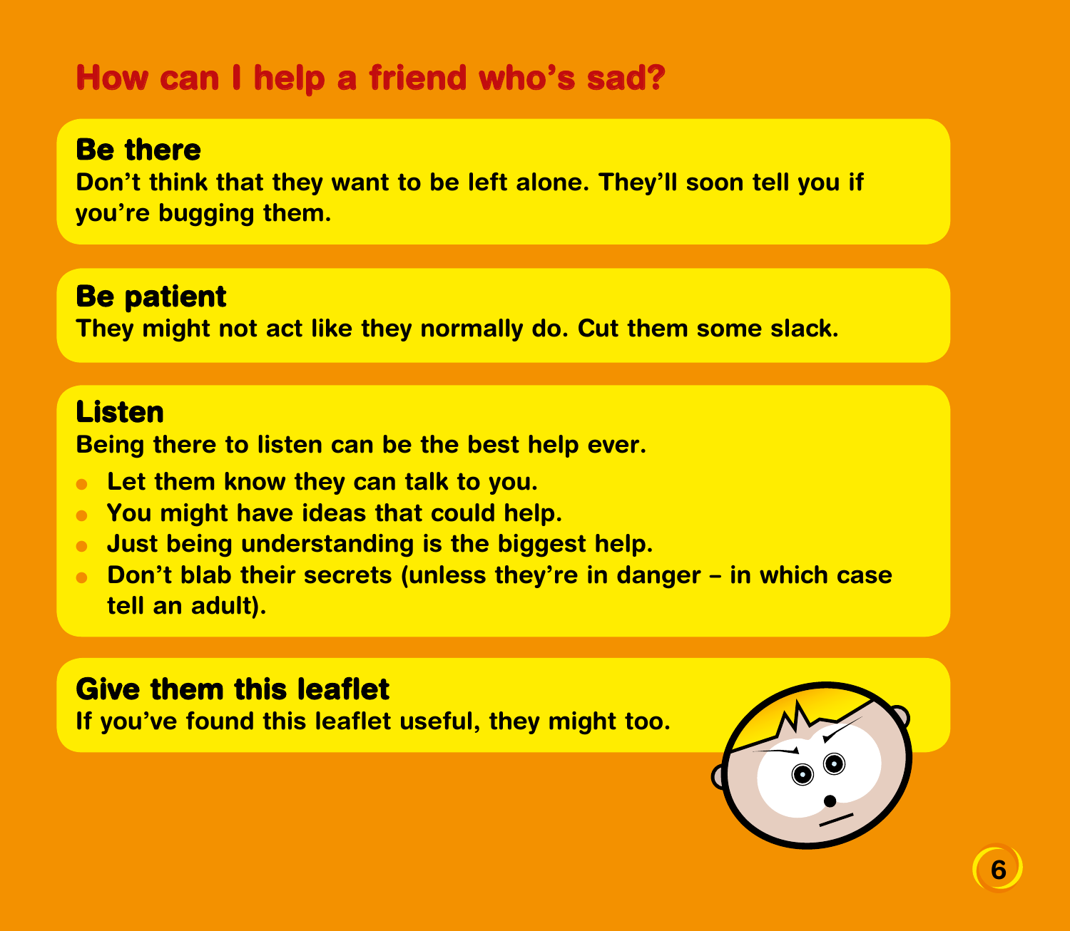# How can I help a friend who's sad?

## Be there

Don't think that they want to be left alone. They'll soon tell you if you're bugging them.

## Be patient

They might not act like they normally do. Cut them some slack.

## Listen

Being there to listen can be the best help ever.

- Let them know they can talk to you.
- You might have ideas that could help.
- Just being understanding is the biggest help.
- Don't blab their secrets (unless they're in danger – in which case tell an adult).

## Give them this leaflet

If you've found this leaflet useful, they might too.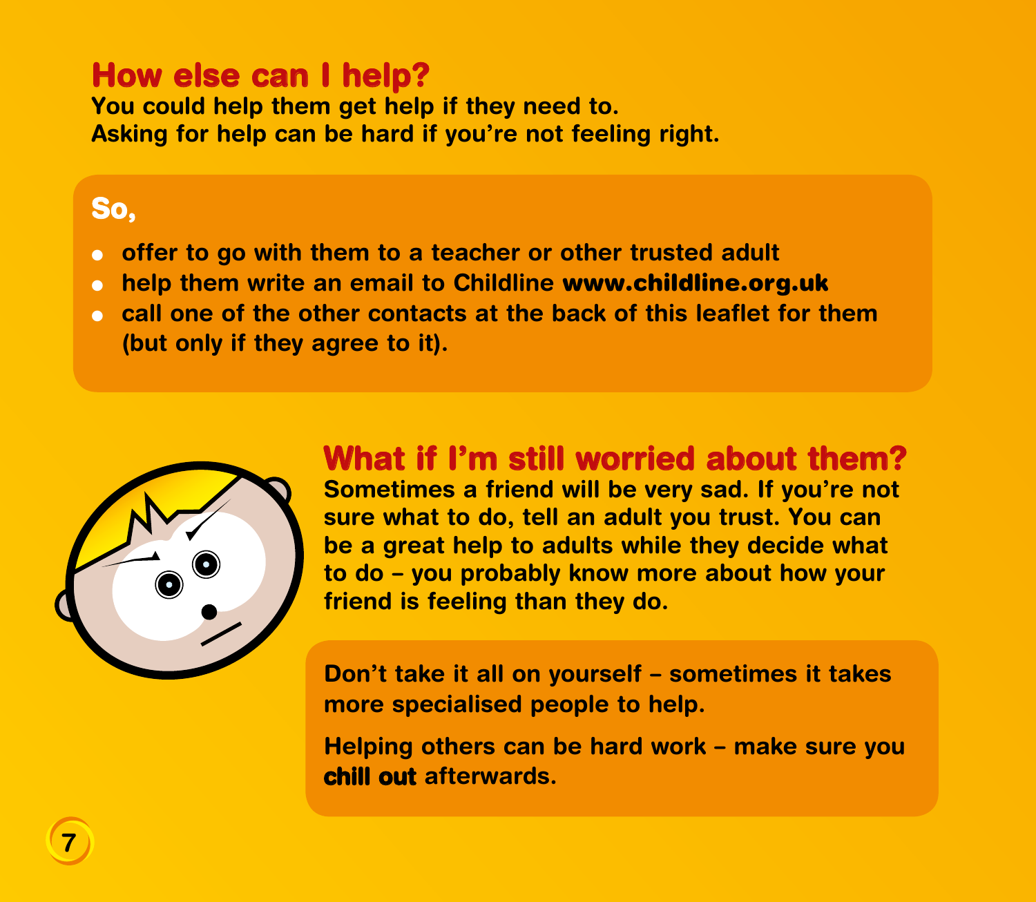## How else can I help?

You could help them get help if they need to.
Asking for help can be hard if you're not feeling right.

**So,**

- offer to go with them to a teacher or other trusted adult
- help them write an email to Childline **www.childline.org.uk**
- call one of the other contacts at the back of this leaflet for them (but only if they agree to it).

## What if I'm still worried about them?

Sometimes a friend will be very sad. If you're not sure what to do, tell an adult you trust. You can be a great help to adults while they decide what to do – you probably know more about how your friend is feeling than they do.

Don't take it all on yourself – sometimes it takes more specialised people to help.

Helping others can be hard work – make sure you **chill out** afterwards.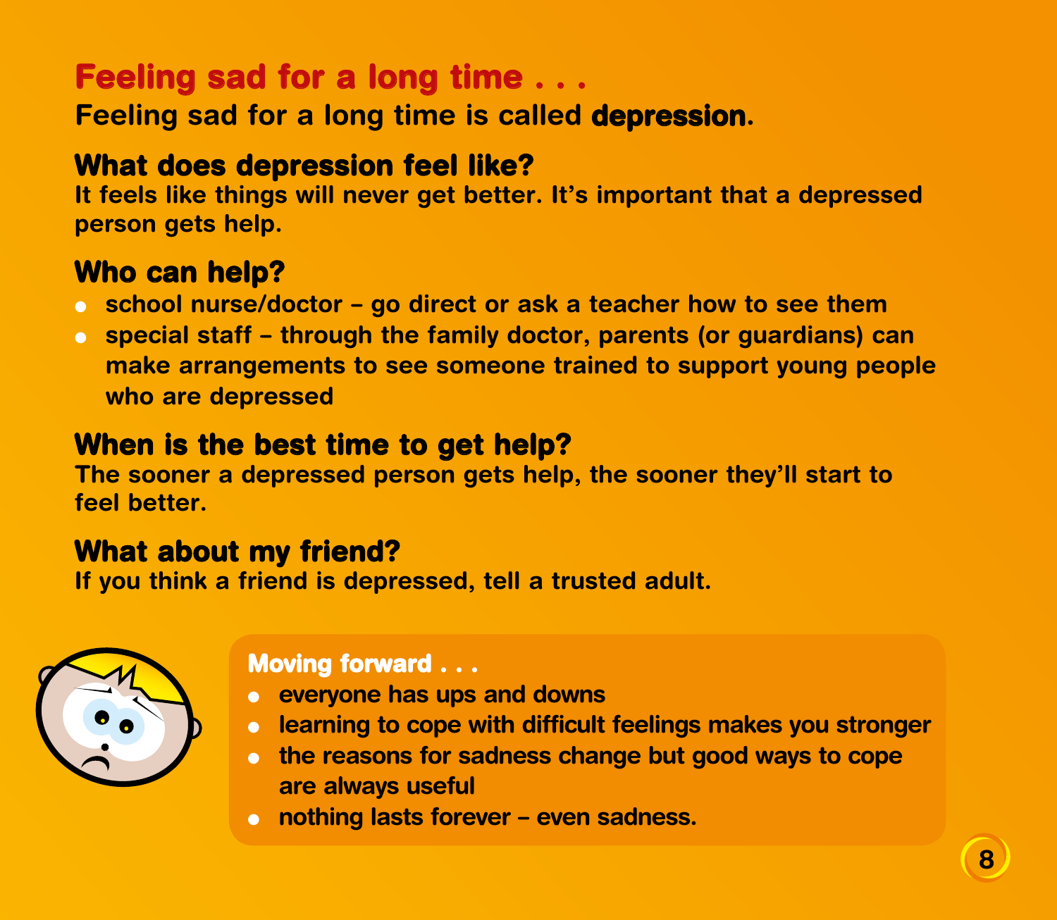# Feeling sad for a long time . . .

Feeling sad for a long time is called **depression**.

## What does depression feel like?

It feels like things will never get better. It's important that a depressed person gets help.

## Who can help?

- school nurse/doctor – go direct or ask a teacher how to see them
- special staff – through the family doctor, parents (or guardians) can make arrangements to see someone trained to support young people who are depressed

## When is the best time to get help?

The sooner a depressed person gets help, the sooner they'll start to feel better.

## What about my friend?

If you think a friend is depressed, tell a trusted adult.

### Moving forward . . .

- everyone has ups and downs
- learning to cope with difficult feelings makes you stronger
- the reasons for sadness change but good ways to cope are always useful
- nothing lasts forever – even sadness.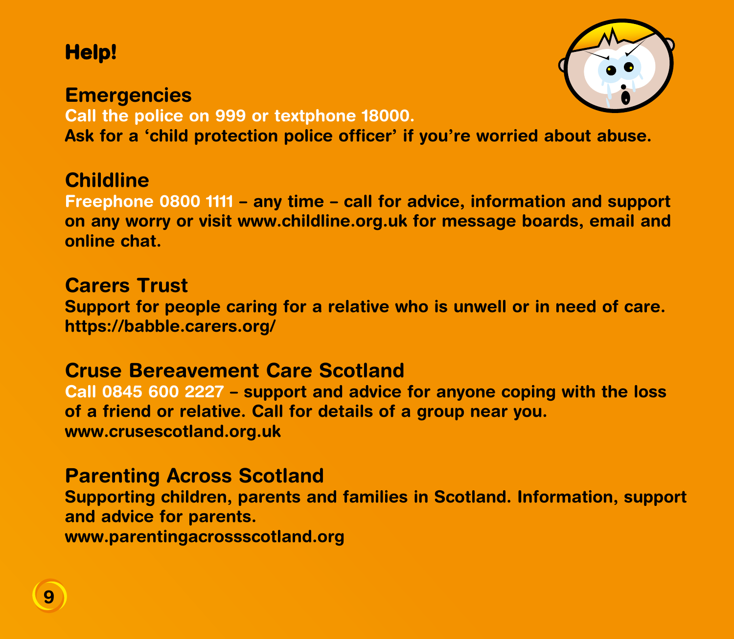# Help!

## Emergencies

**Call the police on 999 or textphone 18000.**
**Ask for a 'child protection police officer' if you're worried about abuse.**

## Childline

**Freephone 0800 1111 – any time – call for advice, information and support on any worry or visit www.childline.org.uk for message boards, email and online chat.**

## Carers Trust

**Support for people caring for a relative who is unwell or in need of care.**
**https://babble.carers.org/**

## Cruse Bereavement Care Scotland

**Call 0845 600 2227 – support and advice for anyone coping with the loss of a friend or relative. Call for details of a group near you.**
**www.crusescotland.org.uk**

## Parenting Across Scotland

**Supporting children, parents and families in Scotland. Information, support and advice for parents.**
**www.parentingacrossscotland.org**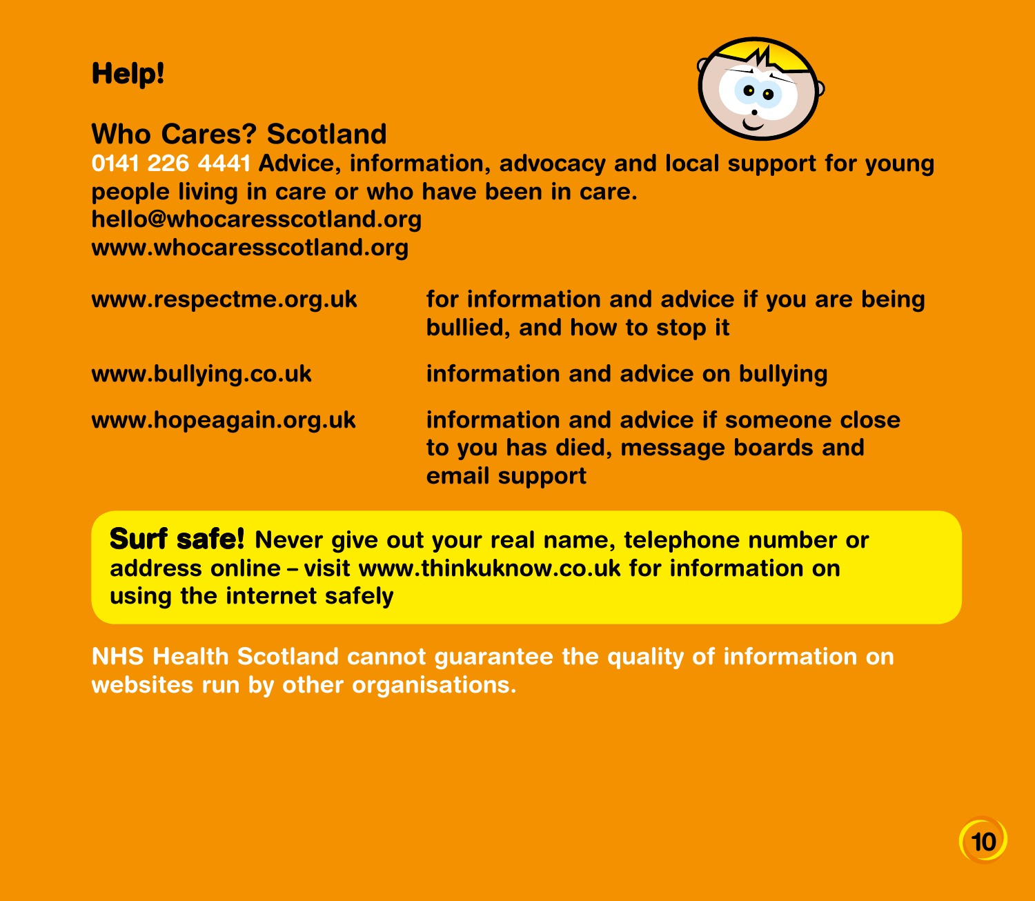# Help!

## Who Cares? Scotland

**0141 226 4441** Advice, information, advocacy and local support for young people living in care or who have been in care.
hello@whocaresscotland.org
www.whocaresscotland.org

| | |
|---|---|
| www.respectme.org.uk | for information and advice if you are being bullied, and how to stop it |
| www.bullying.co.uk | information and advice on bullying |
| www.hopeagain.org.uk | information and advice if someone close to you has died, message boards and email support |

**Surf safe!** Never give out your real name, telephone number or address online – visit www.thinkuknow.co.uk for information on using the internet safely

NHS Health Scotland cannot guarantee the quality of information on websites run by other organisations.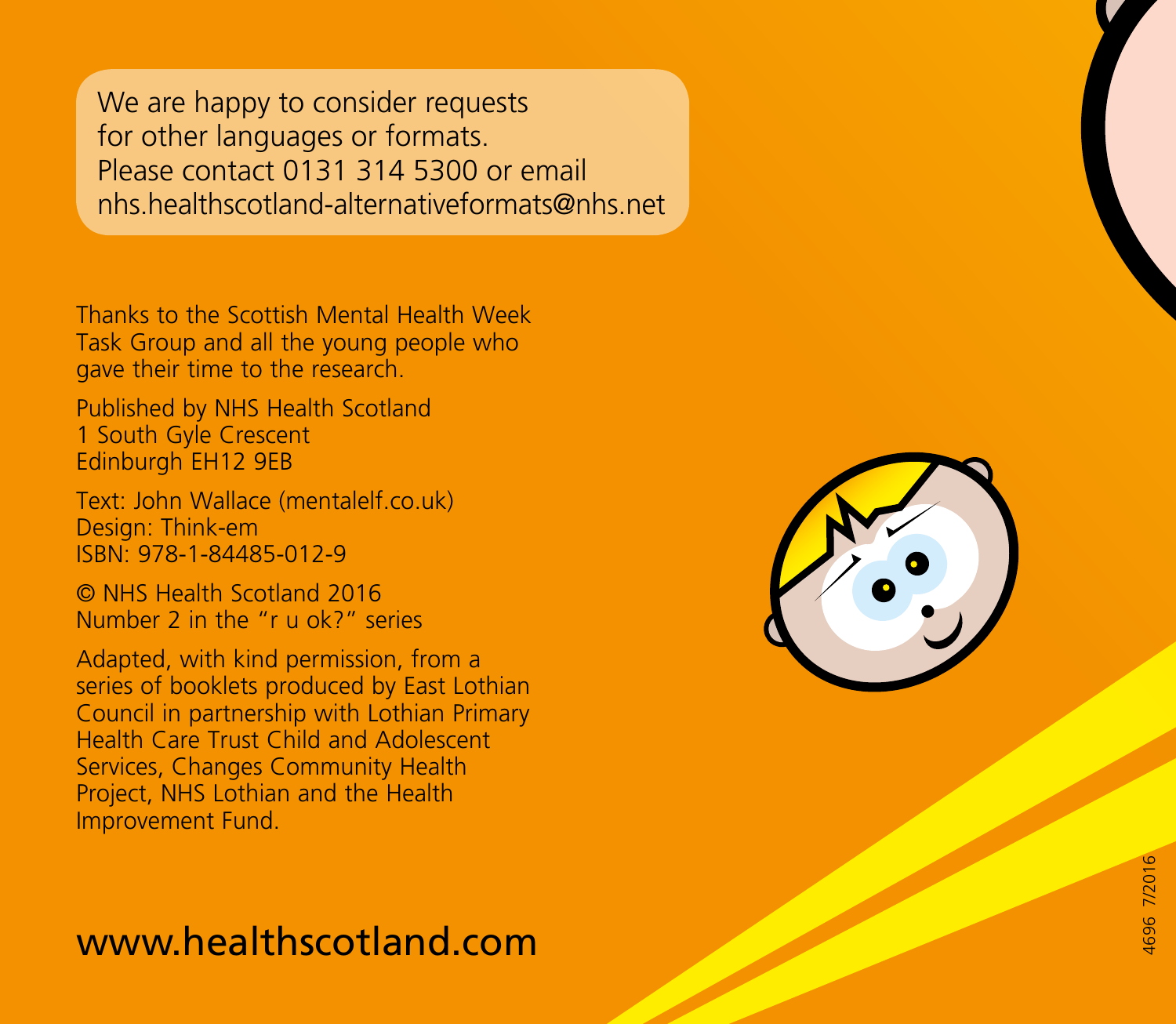We are happy to consider requests for other languages or formats. Please contact 0131 314 5300 or email nhs.healthscotland-alternativeformats@nhs.net

Thanks to the Scottish Mental Health Week Task Group and all the young people who gave their time to the research.

Published by NHS Health Scotland
1 South Gyle Crescent
Edinburgh EH12 9EB

Text: John Wallace (mentalelf.co.uk)
Design: Think-em
ISBN: 978-1-84485-012-9

© NHS Health Scotland 2016
Number 2 in the "r u ok?" series

Adapted, with kind permission, from a series of booklets produced by East Lothian Council in partnership with Lothian Primary Health Care Trust Child and Adolescent Services, Changes Community Health Project, NHS Lothian and the Health Improvement Fund.

www.healthscotland.com

4696 7/2016